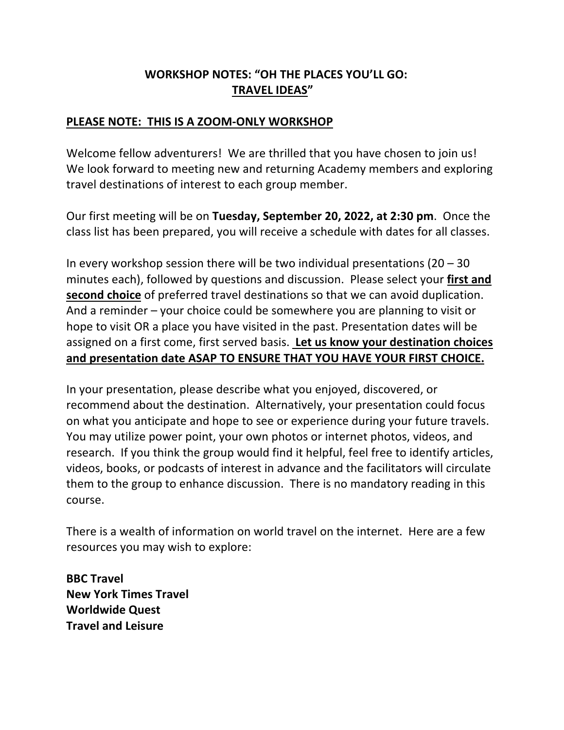# WORKSHOP NOTES: "OH THE PLACES YOU'LL GO: TRAVEL IDEAS"

## PLEASE NOTE: THIS IS A ZOOM-ONLY WORKSHOP

Welcome fellow adventurers! We are thrilled that you have chosen to join us! We look forward to meeting new and returning Academy members and exploring travel destinations of interest to each group member.

Our first meeting will be on **Tuesday, September 20, 2022, at 2:30 pm**. Once the class list has been prepared, you will receive a schedule with dates for all classes.

In every workshop session there will be two individual presentations (20 – 30 minutes each), followed by questions and discussion. Please select your **first and second choice** of preferred travel destinations so that we can avoid duplication. And a reminder – your choice could be somewhere you are planning to visit or hope to visit OR a place you have visited in the past. Presentation dates will be assigned on a first come, first served basis. **Let us know your destination choices and presentation date ASAP TO ENSURE THAT YOU HAVE YOUR FIRST CHOICE.**

In your presentation, please describe what you enjoyed, discovered, or recommend about the destination. Alternatively, your presentation could focus on what you anticipate and hope to see or experience during your future travels. You may utilize power point, your own photos or internet photos, videos, and research. If you think the group would find it helpful, feel free to identify articles, videos, books, or podcasts of interest in advance and the facilitators will circulate them to the group to enhance discussion. There is no mandatory reading in this course.

There is a wealth of information on world travel on the internet. Here are a few resources you may wish to explore:

**BBC Travel**
**New York Times Travel**
**Worldwide Quest**
**Travel and Leisure**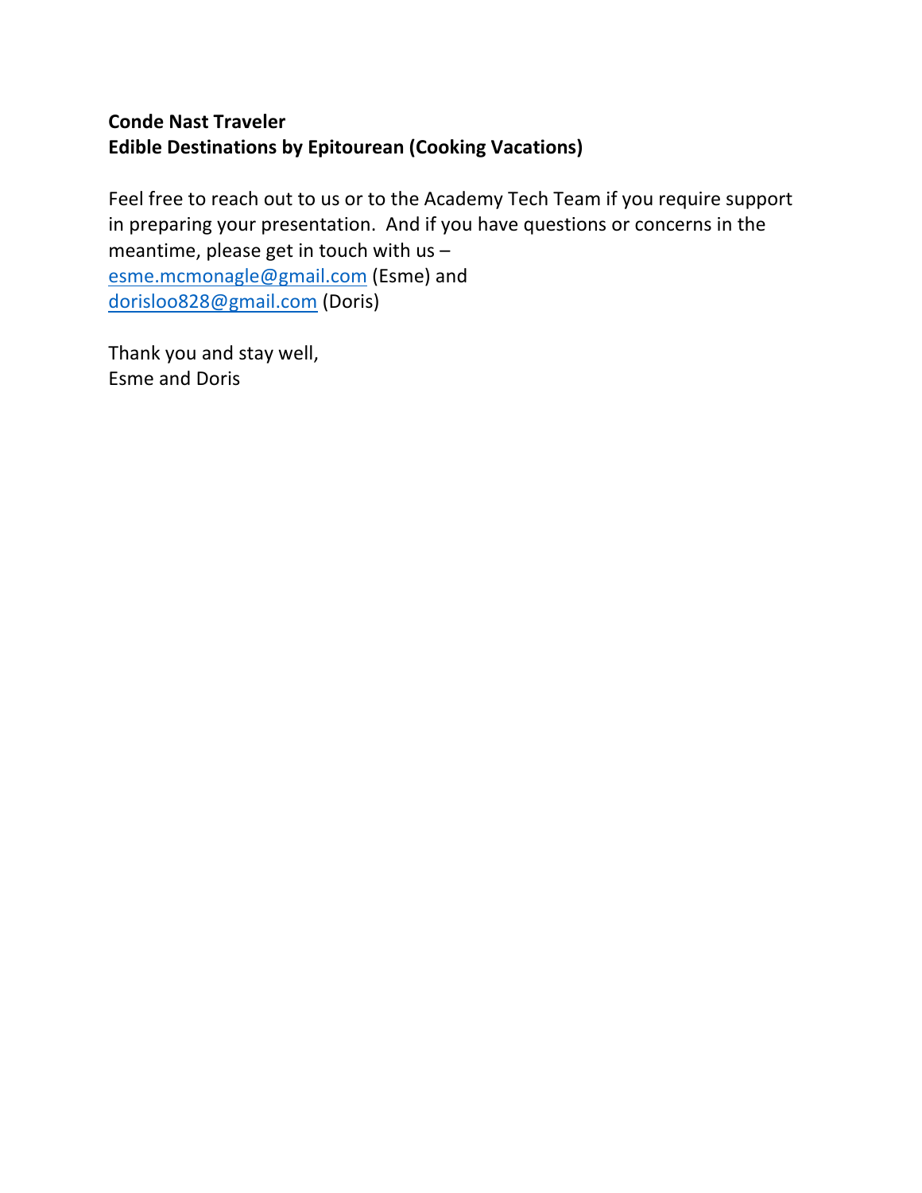**Conde Nast Traveler**
**Edible Destinations by Epitourean (Cooking Vacations)**

Feel free to reach out to us or to the Academy Tech Team if you require support in preparing your presentation. And if you have questions or concerns in the meantime, please get in touch with us –
esme.mcmonagle@gmail.com (Esme) and
dorisloo828@gmail.com (Doris)

Thank you and stay well,
Esme and Doris